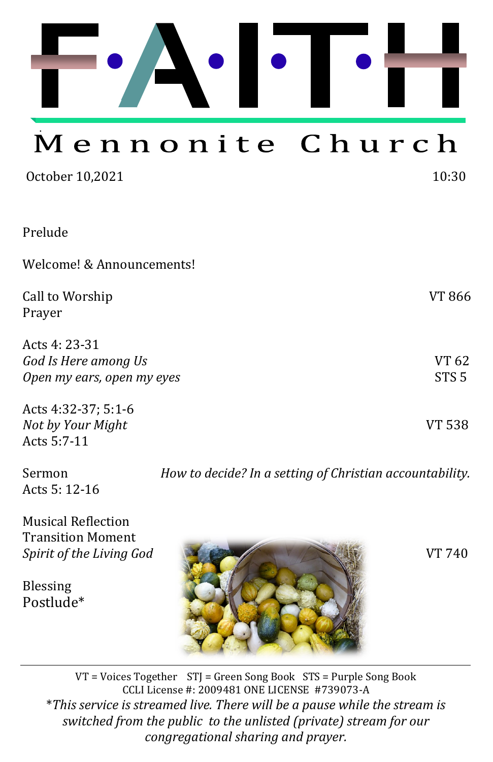# F·A·I·T·H

## Mennonite Church

October 10,2021 10:30

Prelude

Welcome! & Announcements!

Call to Worship VT 866
Prayer

Acts 4: 23-31
*God Is Here among Us* VT 62
*Open my ears, open my eyes* STS 5

Acts 4:32-37; 5:1-6
*Not by Your Might* VT 538
Acts 5:7-11

Sermon *How to decide? In a setting of Christian accountability.*
Acts 5: 12-16

Musical Reflection
Transition Moment
*Spirit of the Living God* VT 740

Blessing
Postlude*

---

VT = Voices Together STJ = Green Song Book STS = Purple Song Book
CCLI License #: 2009481 ONE LICENSE #739073-A

*\*This service is streamed live. There will be a pause while the stream is switched from the public to the unlisted (private) stream for our congregational sharing and prayer.*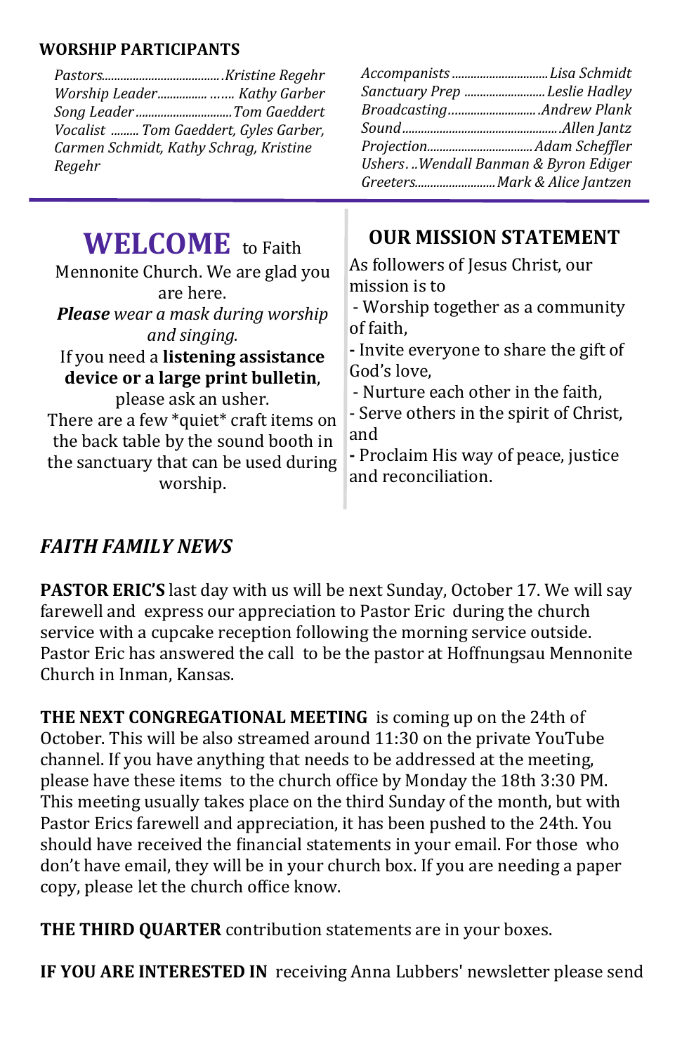## WORSHIP PARTICIPANTS

*Pastors......................................Kristine Regehr*
*Worship Leader................ ....... Kathy Garber*
*Song Leader...............................Tom Gaeddert*
*Vocalist ......... Tom Gaeddert, Gyles Garber, Carmen Schmidt, Kathy Schrag, Kristine Regehr*

*Accompanists...............................Lisa Schmidt*
*Sanctuary Prep ..........................Leslie Hadley*
*Broadcasting............................Andrew Plank*
*Sound...................................................Allen Jantz*
*Projection..................................Adam Scheffler*
*Ushers. ..Wendall Banman & Byron Ediger*
*Greeters..........................Mark & Alice Jantzen*

---

# WELCOME to Faith Mennonite Church. We are glad you are here.

***Please** wear a mask during worship and singing.*

If you need a **listening assistance device or a large print bulletin**, please ask an usher.

There are a few *quiet* craft items on the back table by the sound booth in the sanctuary that can be used during worship.

## OUR MISSION STATEMENT

As followers of Jesus Christ, our mission is to

- Worship together as a community of faith,
- Invite everyone to share the gift of God's love,
- Nurture each other in the faith,
- Serve others in the spirit of Christ, and
- Proclaim His way of peace, justice and reconciliation.

## *FAITH FAMILY NEWS*

**PASTOR ERIC'S** last day with us will be next Sunday, October 17. We will say farewell and express our appreciation to Pastor Eric during the church service with a cupcake reception following the morning service outside. Pastor Eric has answered the call to be the pastor at Hoffnungsau Mennonite Church in Inman, Kansas.

**THE NEXT CONGREGATIONAL MEETING** is coming up on the 24th of October. This will be also streamed around 11:30 on the private YouTube channel. If you have anything that needs to be addressed at the meeting, please have these items to the church office by Monday the 18th 3:30 PM. This meeting usually takes place on the third Sunday of the month, but with Pastor Erics farewell and appreciation, it has been pushed to the 24th. You should have received the financial statements in your email. For those who don't have email, they will be in your church box. If you are needing a paper copy, please let the church office know.

**THE THIRD QUARTER** contribution statements are in your boxes.

**IF YOU ARE INTERESTED IN** receiving Anna Lubbers' newsletter please send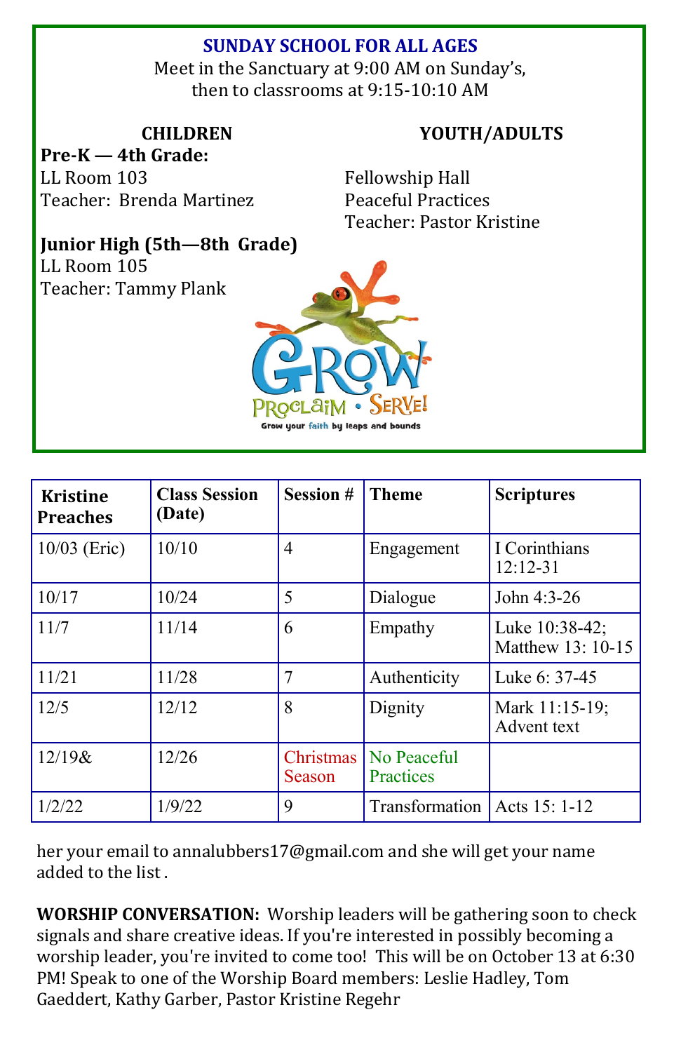**SUNDAY SCHOOL FOR ALL AGES**

Meet in the Sanctuary at 9:00 AM on Sunday's, then to classrooms at 9:15-10:10 AM

**CHILDREN**

**Pre-K — 4th Grade:**
LL Room 103
Teacher: Brenda Martinez

**Junior High (5th—8th Grade)**
LL Room 105
Teacher: Tammy Plank

**YOUTH/ADULTS**

Fellowship Hall
Peaceful Practices
Teacher: Pastor Kristine

GROW PROCLAIM • SERVE!
Grow your faith by leaps and bounds

| Kristine Preaches | Class Session (Date) | Session # | Theme | Scriptures |
|---|---|---|---|---|
| 10/03 (Eric) | 10/10 | 4 | Engagement | I Corinthians 12:12-31 |
| 10/17 | 10/24 | 5 | Dialogue | John 4:3-26 |
| 11/7 | 11/14 | 6 | Empathy | Luke 10:38-42; Matthew 13: 10-15 |
| 11/21 | 11/28 | 7 | Authenticity | Luke 6: 37-45 |
| 12/5 | 12/12 | 8 | Dignity | Mark 11:15-19; Advent text |
| 12/19& | 12/26 | Christmas Season | No Peaceful Practices | |
| 1/2/22 | 1/9/22 | 9 | Transformation | Acts 15: 1-12 |

her your email to annalubbers17@gmail.com and she will get your name added to the list .

**WORSHIP CONVERSATION:** Worship leaders will be gathering soon to check signals and share creative ideas. If you're interested in possibly becoming a worship leader, you're invited to come too! This will be on October 13 at 6:30 PM! Speak to one of the Worship Board members: Leslie Hadley, Tom Gaeddert, Kathy Garber, Pastor Kristine Regehr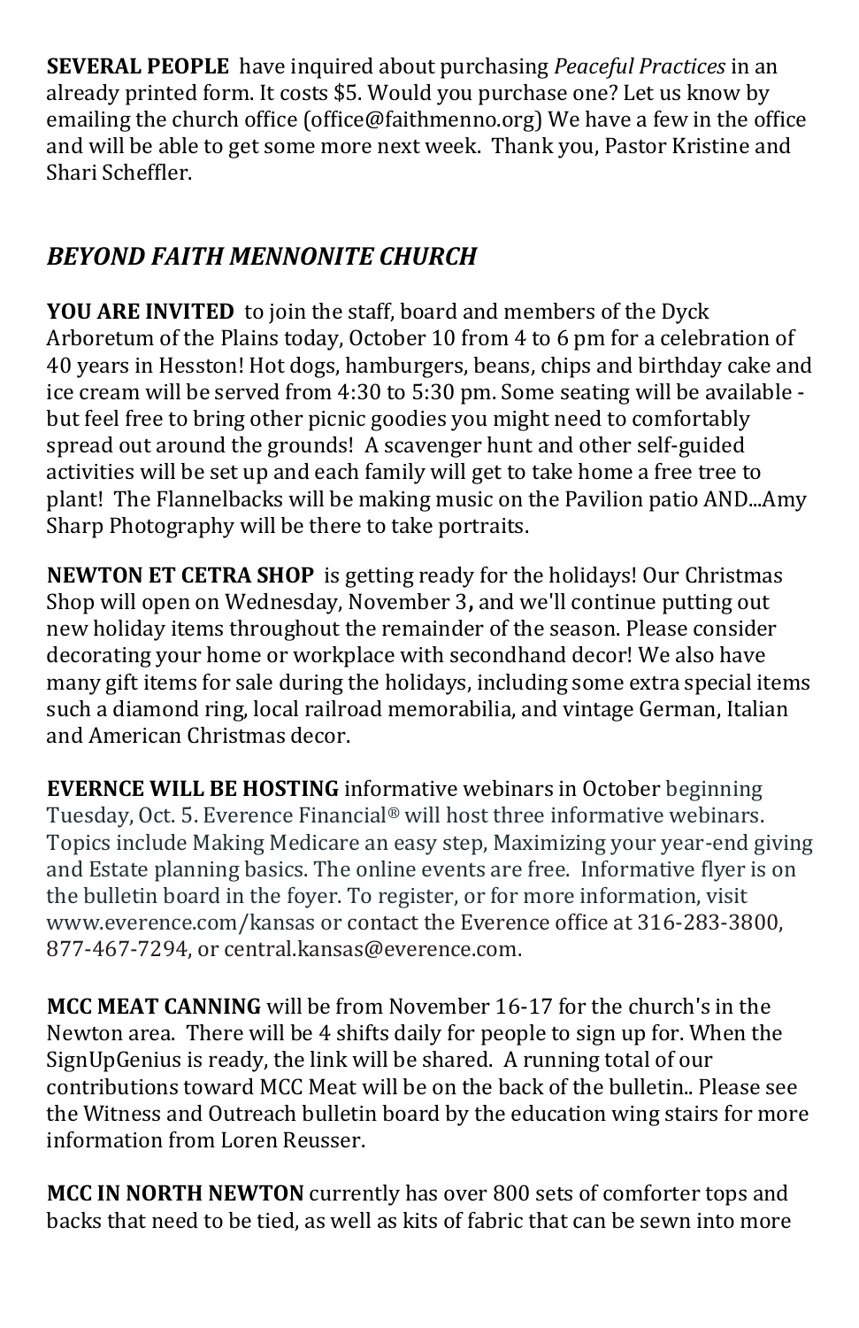**SEVERAL PEOPLE** have inquired about purchasing *Peaceful Practices* in an already printed form. It costs $5. Would you purchase one? Let us know by emailing the church office (office@faithmenno.org) We have a few in the office and will be able to get some more next week. Thank you, Pastor Kristine and Shari Scheffler.

## *BEYOND FAITH MENNONITE CHURCH*

**YOU ARE INVITED** to join the staff, board and members of the Dyck Arboretum of the Plains today, October 10 from 4 to 6 pm for a celebration of 40 years in Hesston! Hot dogs, hamburgers, beans, chips and birthday cake and ice cream will be served from 4:30 to 5:30 pm. Some seating will be available - but feel free to bring other picnic goodies you might need to comfortably spread out around the grounds! A scavenger hunt and other self-guided activities will be set up and each family will get to take home a free tree to plant! The Flannelbacks will be making music on the Pavilion patio AND...Amy Sharp Photography will be there to take portraits.

**NEWTON ET CETRA SHOP** is getting ready for the holidays! Our Christmas Shop will open on Wednesday, November 3**,** and we'll continue putting out new holiday items throughout the remainder of the season. Please consider decorating your home or workplace with secondhand decor! We also have many gift items for sale during the holidays, including some extra special items such a diamond ring, local railroad memorabilia, and vintage German, Italian and American Christmas decor.

**EVERNCE WILL BE HOSTING** informative webinars in October beginning Tuesday, Oct. 5. Everence Financial® will host three informative webinars. Topics include Making Medicare an easy step, Maximizing your year-end giving and Estate planning basics. The online events are free. Informative flyer is on the bulletin board in the foyer. To register, or for more information, visit www.everence.com/kansas or contact the Everence office at 316-283-3800, 877-467-7294, or central.kansas@everence.com.

**MCC MEAT CANNING** will be from November 16-17 for the church's in the Newton area. There will be 4 shifts daily for people to sign up for. When the SignUpGenius is ready, the link will be shared. A running total of our contributions toward MCC Meat will be on the back of the bulletin.. Please see the Witness and Outreach bulletin board by the education wing stairs for more information from Loren Reusser.

**MCC IN NORTH NEWTON** currently has over 800 sets of comforter tops and backs that need to be tied, as well as kits of fabric that can be sewn into more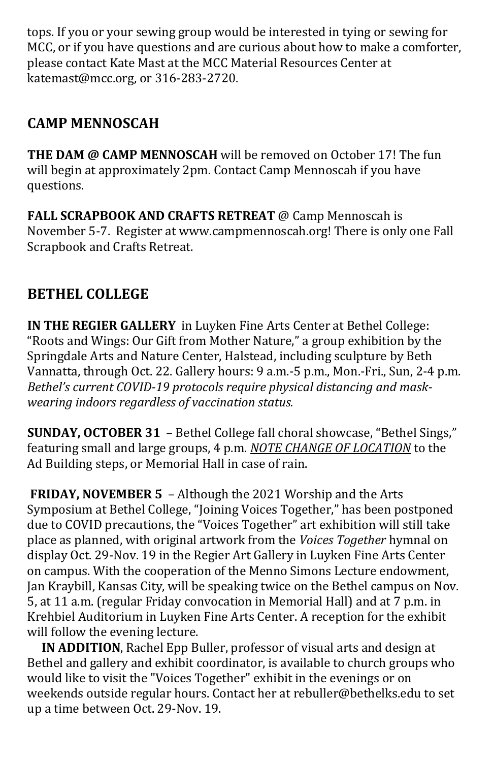tops. If you or your sewing group would be interested in tying or sewing for MCC, or if you have questions and are curious about how to make a comforter, please contact Kate Mast at the MCC Material Resources Center at katemast@mcc.org, or 316-283-2720.

## CAMP MENNOSCAH

**THE DAM @ CAMP MENNOSCAH** will be removed on October 17! The fun will begin at approximately 2pm. Contact Camp Mennoscah if you have questions.

**FALL SCRAPBOOK AND CRAFTS RETREAT** @ Camp Mennoscah is November 5-7. Register at www.campmennoscah.org! There is only one Fall Scrapbook and Crafts Retreat.

## BETHEL COLLEGE

**IN THE REGIER GALLERY** in Luyken Fine Arts Center at Bethel College: "Roots and Wings: Our Gift from Mother Nature," a group exhibition by the Springdale Arts and Nature Center, Halstead, including sculpture by Beth Vannatta, through Oct. 22. Gallery hours: 9 a.m.-5 p.m., Mon.-Fri., Sun, 2-4 p.m. *Bethel's current COVID-19 protocols require physical distancing and mask-wearing indoors regardless of vaccination status.*

**SUNDAY, OCTOBER 31** – Bethel College fall choral showcase, "Bethel Sings," featuring small and large groups, 4 p.m. ***NOTE CHANGE OF LOCATION*** to the Ad Building steps, or Memorial Hall in case of rain.

**FRIDAY, NOVEMBER 5** – Although the 2021 Worship and the Arts Symposium at Bethel College, "Joining Voices Together," has been postponed due to COVID precautions, the "Voices Together" art exhibition will still take place as planned, with original artwork from the *Voices Together* hymnal on display Oct. 29-Nov. 19 in the Regier Art Gallery in Luyken Fine Arts Center on campus. With the cooperation of the Menno Simons Lecture endowment, Jan Kraybill, Kansas City, will be speaking twice on the Bethel campus on Nov. 5, at 11 a.m. (regular Friday convocation in Memorial Hall) and at 7 p.m. in Krehbiel Auditorium in Luyken Fine Arts Center. A reception for the exhibit will follow the evening lecture.

**IN ADDITION**, Rachel Epp Buller, professor of visual arts and design at Bethel and gallery and exhibit coordinator, is available to church groups who would like to visit the "Voices Together" exhibit in the evenings or on weekends outside regular hours. Contact her at rebuller@bethelks.edu to set up a time between Oct. 29-Nov. 19.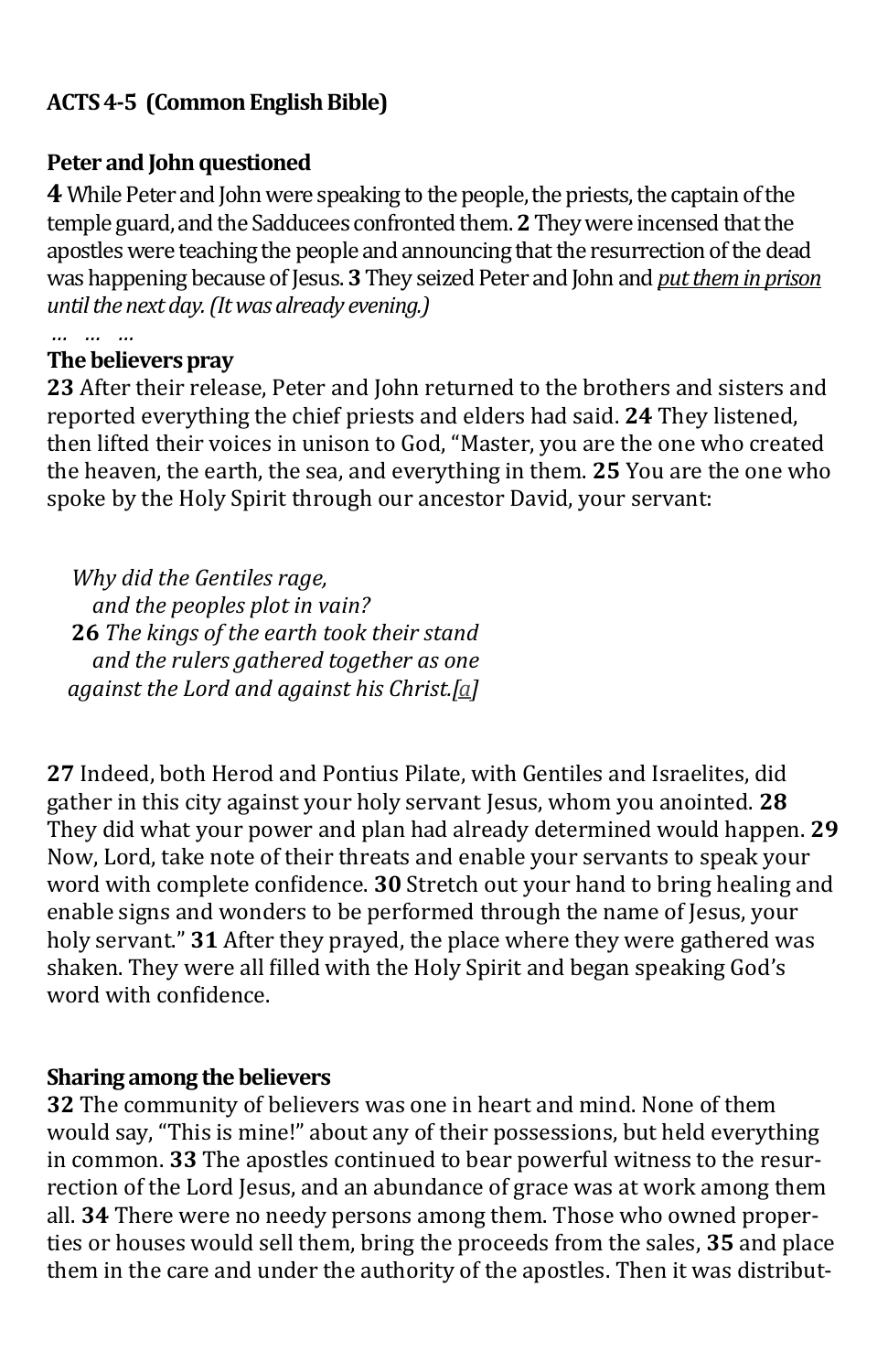**ACTS 4-5 (Common English Bible)**

**Peter and John questioned**

**4** While Peter and John were speaking to the people, the priests, the captain of the temple guard, and the Sadducees confronted them. **2** They were incensed that the apostles were teaching the people and announcing that the resurrection of the dead was happening because of Jesus. **3** They seized Peter and John and *put them in prison until the next day. (It was already evening.)*

… … …

**The believers pray**

**23** After their release, Peter and John returned to the brothers and sisters and reported everything the chief priests and elders had said. **24** They listened, then lifted their voices in unison to God, "Master, you are the one who created the heaven, the earth, the sea, and everything in them. **25** You are the one who spoke by the Holy Spirit through our ancestor David, your servant:

*Why did the Gentiles rage,*
*and the peoples plot in vain?*
**26** *The kings of the earth took their stand*
*and the rulers gathered together as one*
*against the Lord and against his Christ.*[a]

**27** Indeed, both Herod and Pontius Pilate, with Gentiles and Israelites, did gather in this city against your holy servant Jesus, whom you anointed. **28** They did what your power and plan had already determined would happen. **29** Now, Lord, take note of their threats and enable your servants to speak your word with complete confidence. **30** Stretch out your hand to bring healing and enable signs and wonders to be performed through the name of Jesus, your holy servant." **31** After they prayed, the place where they were gathered was shaken. They were all filled with the Holy Spirit and began speaking God's word with confidence.

**Sharing among the believers**

**32** The community of believers was one in heart and mind. None of them would say, "This is mine!" about any of their possessions, but held everything in common. **33** The apostles continued to bear powerful witness to the resurrection of the Lord Jesus, and an abundance of grace was at work among them all. **34** There were no needy persons among them. Those who owned properties or houses would sell them, bring the proceeds from the sales, **35** and place them in the care and under the authority of the apostles. Then it was distribut-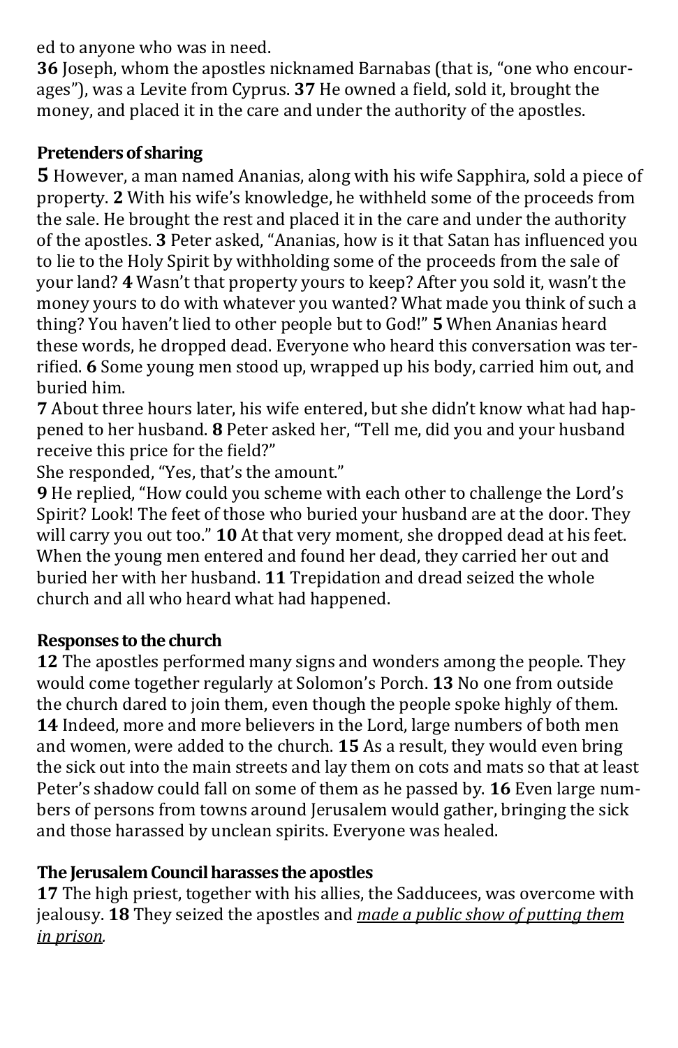ed to anyone who was in need.

**36** Joseph, whom the apostles nicknamed Barnabas (that is, "one who encourages"), was a Levite from Cyprus. **37** He owned a field, sold it, brought the money, and placed it in the care and under the authority of the apostles.

### Pretenders of sharing

**5** However, a man named Ananias, along with his wife Sapphira, sold a piece of property. **2** With his wife's knowledge, he withheld some of the proceeds from the sale. He brought the rest and placed it in the care and under the authority of the apostles. **3** Peter asked, "Ananias, how is it that Satan has influenced you to lie to the Holy Spirit by withholding some of the proceeds from the sale of your land? **4** Wasn't that property yours to keep? After you sold it, wasn't the money yours to do with whatever you wanted? What made you think of such a thing? You haven't lied to other people but to God!" **5** When Ananias heard these words, he dropped dead. Everyone who heard this conversation was terrified. **6** Some young men stood up, wrapped up his body, carried him out, and buried him.

**7** About three hours later, his wife entered, but she didn't know what had happened to her husband. **8** Peter asked her, "Tell me, did you and your husband receive this price for the field?"

She responded, "Yes, that's the amount."

**9** He replied, "How could you scheme with each other to challenge the Lord's Spirit? Look! The feet of those who buried your husband are at the door. They will carry you out too." **10** At that very moment, she dropped dead at his feet. When the young men entered and found her dead, they carried her out and buried her with her husband. **11** Trepidation and dread seized the whole church and all who heard what had happened.

### Responses to the church

**12** The apostles performed many signs and wonders among the people. They would come together regularly at Solomon's Porch. **13** No one from outside the church dared to join them, even though the people spoke highly of them. **14** Indeed, more and more believers in the Lord, large numbers of both men and women, were added to the church. **15** As a result, they would even bring the sick out into the main streets and lay them on cots and mats so that at least Peter's shadow could fall on some of them as he passed by. **16** Even large numbers of persons from towns around Jerusalem would gather, bringing the sick and those harassed by unclean spirits. Everyone was healed.

### The Jerusalem Council harasses the apostles

**17** The high priest, together with his allies, the Sadducees, was overcome with jealousy. **18** They seized the apostles and <u>*made a public show of putting them in prison*</u>.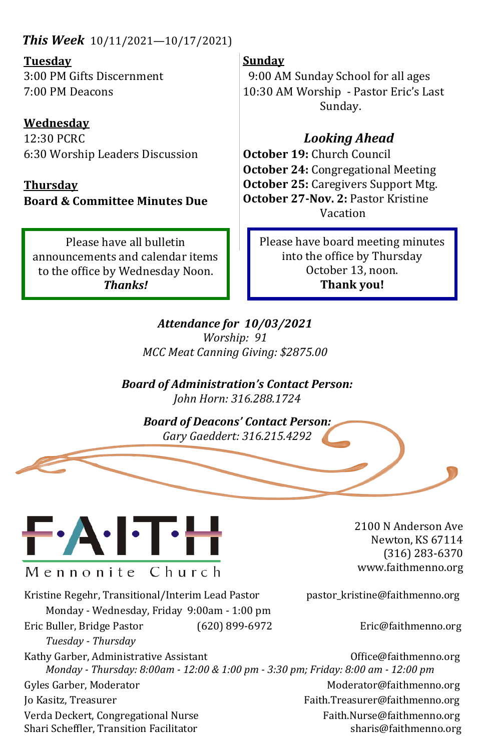## *This Week* 10/11/2021—10/17/2021)

**Tuesday**
3:00 PM Gifts Discernment
7:00 PM Deacons

**Wednesday**
12:30 PCRC
6:30 Worship Leaders Discussion

**Thursday**
**Board & Committee Minutes Due**

Please have all bulletin announcements and calendar items to the office by Wednesday Noon. ***Thanks!***

**Sunday**
9:00 AM Sunday School for all ages
10:30 AM Worship - Pastor Eric's Last Sunday.

### *Looking Ahead*

**October 19:** Church Council
**October 24:** Congregational Meeting
**October 25:** Caregivers Support Mtg.
**October 27-Nov. 2:** Pastor Kristine Vacation

Please have board meeting minutes into the office by Thursday October 13, noon. **Thank you!**

***Attendance for 10/03/2021***
*Worship: 91*
*MCC Meat Canning Giving: $2875.00*

***Board of Administration's Contact Person:***
*John Horn: 316.288.1724*

***Board of Deacons' Contact Person:***
*Gary Gaeddert: 316.215.4292*

# FAITH Mennonite Church

2100 N Anderson Ave
Newton, KS 67114
(316) 283-6370
www.faithmenno.org

Kristine Regehr, Transitional/Interim Lead Pastor — pastor_kristine@faithmenno.org
*Monday - Wednesday, Friday 9:00am - 1:00 pm*

Eric Buller, Bridge Pastor (620) 899-6972 — Eric@faithmenno.org
*Tuesday - Thursday*

Kathy Garber, Administrative Assistant — Office@faithmenno.org
*Monday - Thursday: 8:00am - 12:00 & 1:00 pm - 3:30 pm; Friday: 8:00 am - 12:00 pm*

Gyles Garber, Moderator — Moderator@faithmenno.org

Jo Kasitz, Treasurer — Faith.Treasurer@faithmenno.org

Verda Deckert, Congregational Nurse — Faith.Nurse@faithmenno.org

Shari Scheffler, Transition Facilitator — sharis@faithmenno.org